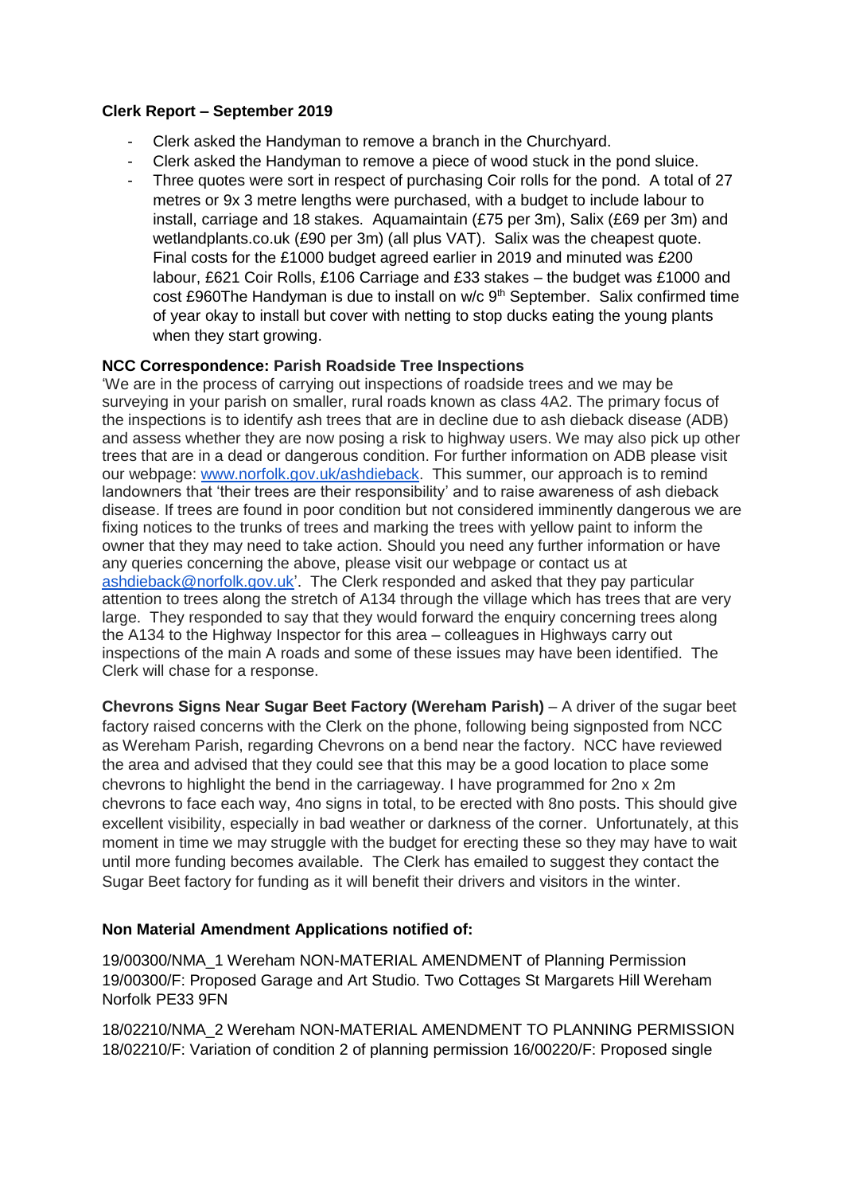**Clerk Report – September 2019**

- Clerk asked the Handyman to remove a branch in the Churchyard.
- Clerk asked the Handyman to remove a piece of wood stuck in the pond sluice.
- Three quotes were sort in respect of purchasing Coir rolls for the pond. A total of 27 metres or 9x 3 metre lengths were purchased, with a budget to include labour to install, carriage and 18 stakes. Aquamaintain (£75 per 3m), Salix (£69 per 3m) and wetlandplants.co.uk (£90 per 3m) (all plus VAT). Salix was the cheapest quote. Final costs for the £1000 budget agreed earlier in 2019 and minuted was £200 labour, £621 Coir Rolls, £106 Carriage and £33 stakes – the budget was £1000 and cost £960The Handyman is due to install on w/c 9th September. Salix confirmed time of year okay to install but cover with netting to stop ducks eating the young plants when they start growing.

**NCC Correspondence: Parish Roadside Tree Inspections**

'We are in the process of carrying out inspections of roadside trees and we may be surveying in your parish on smaller, rural roads known as class 4A2. The primary focus of the inspections is to identify ash trees that are in decline due to ash dieback disease (ADB) and assess whether they are now posing a risk to highway users. We may also pick up other trees that are in a dead or dangerous condition. For further information on ADB please visit our webpage: www.norfolk.gov.uk/ashdieback. This summer, our approach is to remind landowners that 'their trees are their responsibility' and to raise awareness of ash dieback disease. If trees are found in poor condition but not considered imminently dangerous we are fixing notices to the trunks of trees and marking the trees with yellow paint to inform the owner that they may need to take action. Should you need any further information or have any queries concerning the above, please visit our webpage or contact us at ashdieback@norfolk.gov.uk'. The Clerk responded and asked that they pay particular attention to trees along the stretch of A134 through the village which has trees that are very large. They responded to say that they would forward the enquiry concerning trees along the A134 to the Highway Inspector for this area – colleagues in Highways carry out inspections of the main A roads and some of these issues may have been identified. The Clerk will chase for a response.

**Chevrons Signs Near Sugar Beet Factory (Wereham Parish)** – A driver of the sugar beet factory raised concerns with the Clerk on the phone, following being signposted from NCC as Wereham Parish, regarding Chevrons on a bend near the factory. NCC have reviewed the area and advised that they could see that this may be a good location to place some chevrons to highlight the bend in the carriageway. I have programmed for 2no x 2m chevrons to face each way, 4no signs in total, to be erected with 8no posts. This should give excellent visibility, especially in bad weather or darkness of the corner. Unfortunately, at this moment in time we may struggle with the budget for erecting these so they may have to wait until more funding becomes available. The Clerk has emailed to suggest they contact the Sugar Beet factory for funding as it will benefit their drivers and visitors in the winter.

**Non Material Amendment Applications notified of:**

19/00300/NMA_1 Wereham NON-MATERIAL AMENDMENT of Planning Permission 19/00300/F: Proposed Garage and Art Studio. Two Cottages St Margarets Hill Wereham Norfolk PE33 9FN

18/02210/NMA_2 Wereham NON-MATERIAL AMENDMENT TO PLANNING PERMISSION 18/02210/F: Variation of condition 2 of planning permission 16/00220/F: Proposed single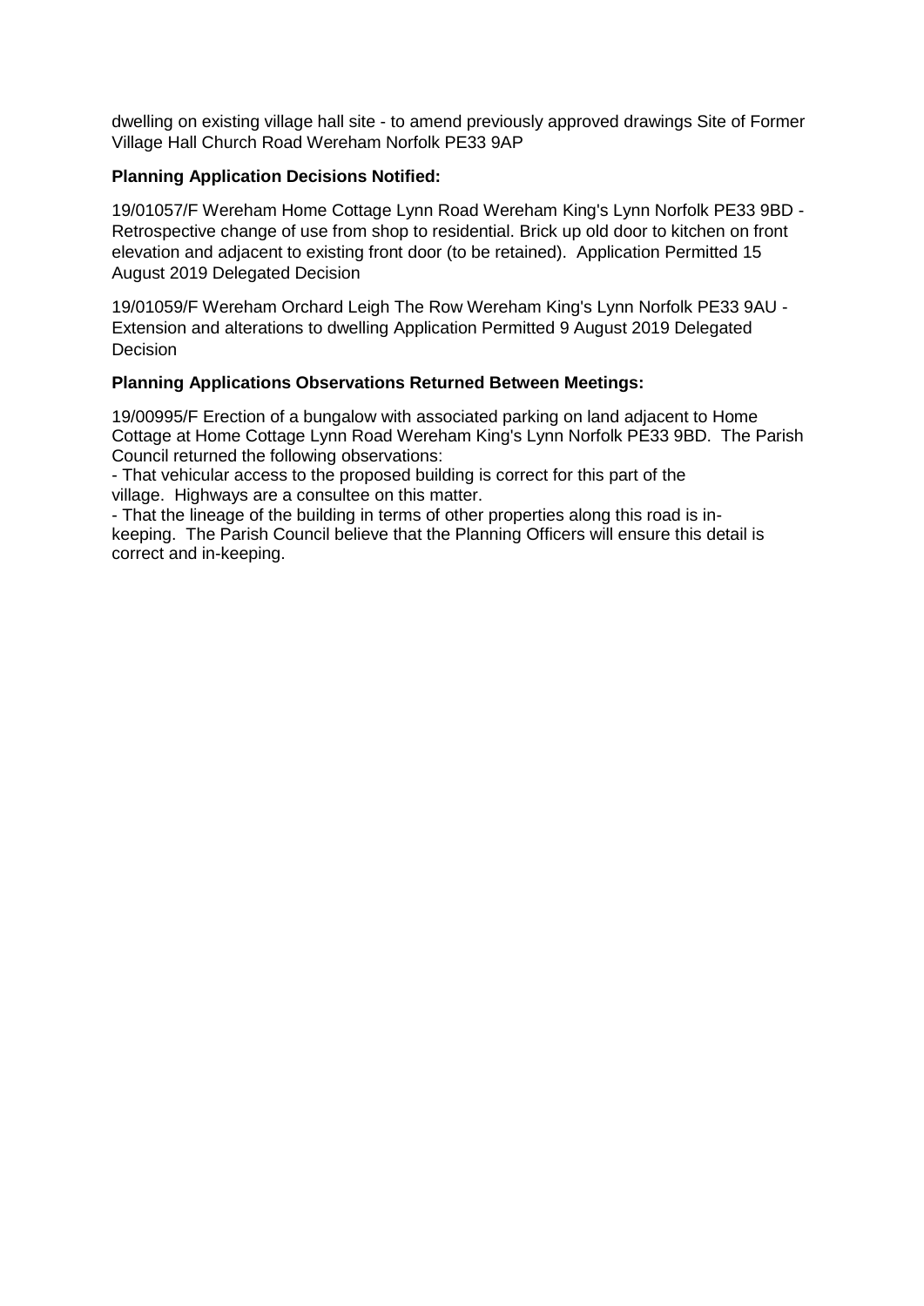dwelling on existing village hall site - to amend previously approved drawings Site of Former Village Hall Church Road Wereham Norfolk PE33 9AP

**Planning Application Decisions Notified:**

19/01057/F Wereham Home Cottage Lynn Road Wereham King's Lynn Norfolk PE33 9BD - Retrospective change of use from shop to residential. Brick up old door to kitchen on front elevation and adjacent to existing front door (to be retained). Application Permitted 15 August 2019 Delegated Decision

19/01059/F Wereham Orchard Leigh The Row Wereham King's Lynn Norfolk PE33 9AU - Extension and alterations to dwelling Application Permitted 9 August 2019 Delegated Decision

**Planning Applications Observations Returned Between Meetings:**

19/00995/F Erection of a bungalow with associated parking on land adjacent to Home Cottage at Home Cottage Lynn Road Wereham King's Lynn Norfolk PE33 9BD. The Parish Council returned the following observations:

- That vehicular access to the proposed building is correct for this part of the village. Highways are a consultee on this matter.
- That the lineage of the building in terms of other properties along this road is in-keeping. The Parish Council believe that the Planning Officers will ensure this detail is correct and in-keeping.